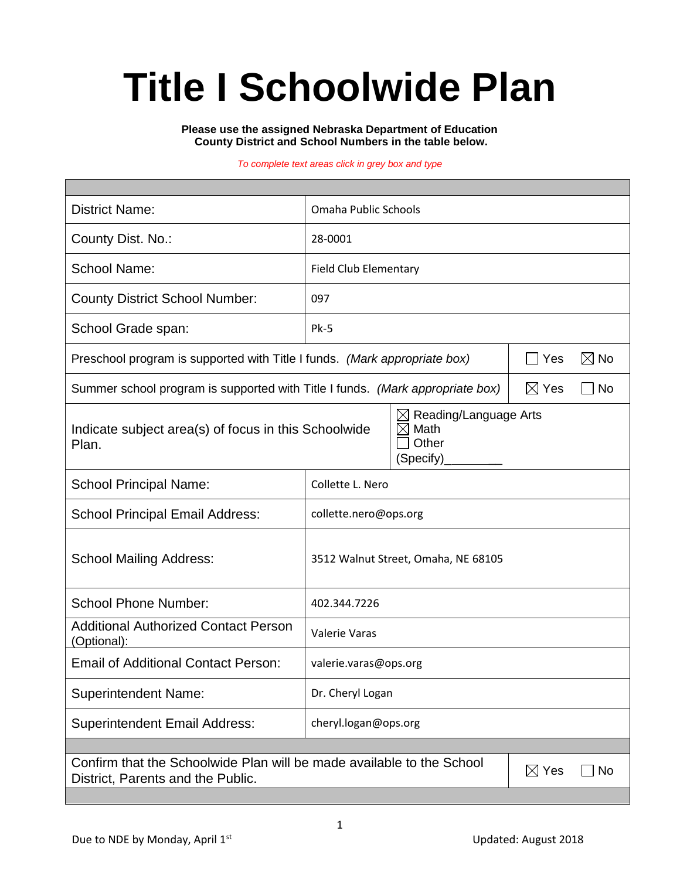# Title I Schoolwide Plan

**Please use the assigned Nebraska Department of Education County District and School Numbers in the table below.**

*To complete text areas click in grey box and type*

| | |
|---|---|
| District Name: | Omaha Public Schools |
| County Dist. No.: | 28-0001 |
| School Name: | Field Club Elementary |
| County District School Number: | 097 |
| School Grade span: | Pk-5 |
| Preschool program is supported with Title I funds. *(Mark appropriate box)* | ☐ Yes ☒ No |
| Summer school program is supported with Title I funds. *(Mark appropriate box)* | ☒ Yes ☐ No |
| Indicate subject area(s) of focus in this Schoolwide Plan. | ☒ Reading/Language Arts<br>☒ Math<br>☐ Other<br>(Specify)__________ |
| School Principal Name: | Collette L. Nero |
| School Principal Email Address: | collette.nero@ops.org |
| School Mailing Address: | 3512 Walnut Street, Omaha, NE 68105 |
| School Phone Number: | 402.344.7226 |
| Additional Authorized Contact Person (Optional): | Valerie Varas |
| Email of Additional Contact Person: | valerie.varas@ops.org |
| Superintendent Name: | Dr. Cheryl Logan |
| Superintendent Email Address: | cheryl.logan@ops.org |
| Confirm that the Schoolwide Plan will be made available to the School District, Parents and the Public. | ☒ Yes ☐ No |

Due to NDE by Monday, April 1st

Updated: August 2018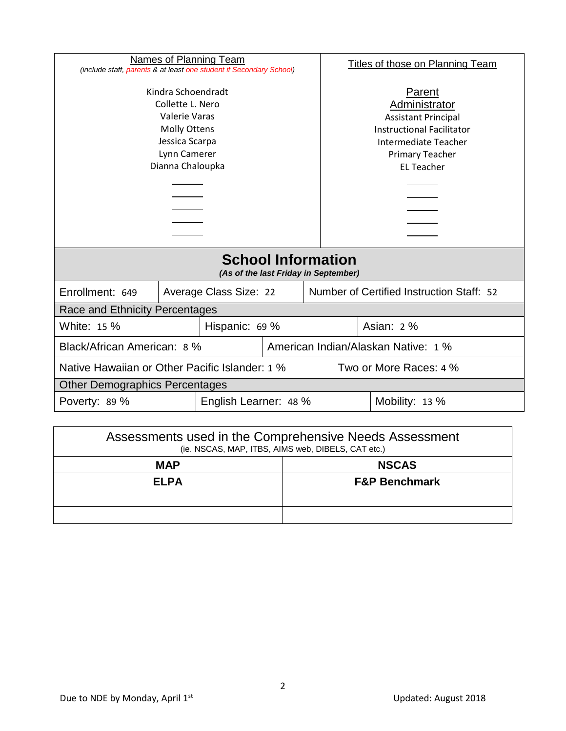| Names of Planning Team<br>*(include staff, parents & at least one student if Secondary School)* | Titles of those on Planning Team |
|---|---|
| Kindra Schoendradt | Parent |
| Collette L. Nero | Administrator |
| Valerie Varas | Assistant Principal |
| Molly Ottens | Instructional Facilitator |
| Jessica Scarpa | Intermediate Teacher |
| Lynn Camerer | Primary Teacher |
| Dianna Chaloupka | EL Teacher |

## School Information

***(As of the last Friday in September)***

| Enrollment: 649 | Average Class Size: 22 | Number of Certified Instruction Staff: 52 |
|---|---|---|

**Race and Ethnicity Percentages**

| White: 15 % | Hispanic: 69 % | Asian: 2 % |
|---|---|---|
| Black/African American: 8 % | American Indian/Alaskan Native: 1 % | |
| Native Hawaiian or Other Pacific Islander: 1 % | Two or More Races: 4 % | |

**Other Demographics Percentages**

| Poverty: 89 % | English Learner: 48 % | Mobility: 13 % |
|---|---|---|

| Assessments used in the Comprehensive Needs Assessment<br>(ie. NSCAS, MAP, ITBS, AIMS web, DIBELS, CAT etc.) | |
|---|---|
| **MAP** | **NSCAS** |
| **ELPA** | **F&P Benchmark** |
| | |
| | |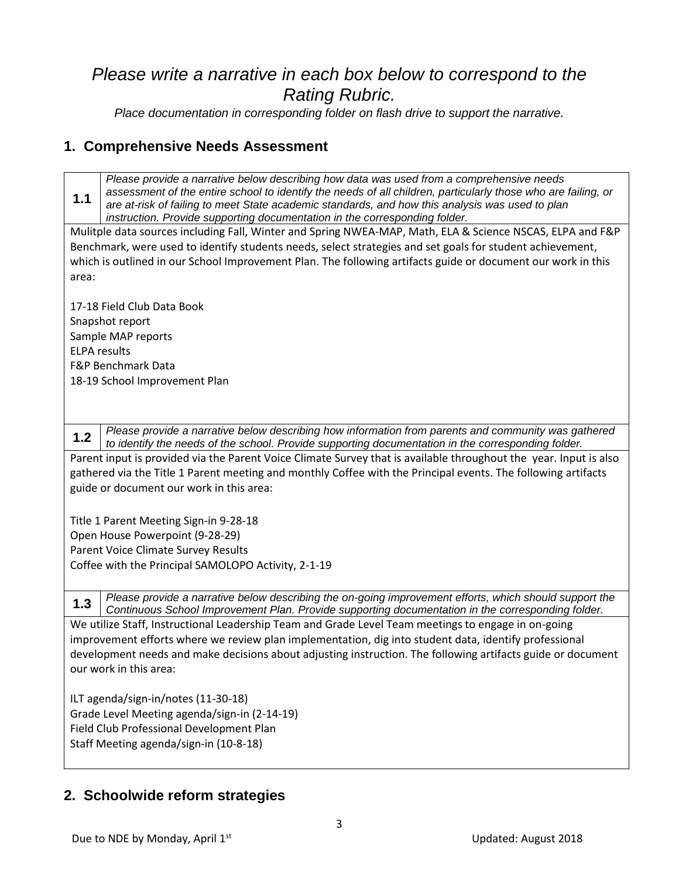# *Please write a narrative in each box below to correspond to the Rating Rubric.*

*Place documentation in corresponding folder on flash drive to support the narrative.*

## 1. Comprehensive Needs Assessment

**1.1** *Please provide a narrative below describing how data was used from a comprehensive needs assessment of the entire school to identify the needs of all children, particularly those who are failing, or are at-risk of failing to meet State academic standards, and how this analysis was used to plan instruction. Provide supporting documentation in the corresponding folder.*

Mulitple data sources including Fall, Winter and Spring NWEA-MAP, Math, ELA & Science NSCAS, ELPA and F&P Benchmark, were used to identify students needs, select strategies and set goals for student achievement, which is outlined in our School Improvement Plan. The following artifacts guide or document our work in this area:

17-18 Field Club Data Book
Snapshot report
Sample MAP reports
ELPA results
F&P Benchmark Data
18-19 School Improvement Plan

**1.2** *Please provide a narrative below describing how information from parents and community was gathered to identify the needs of the school. Provide supporting documentation in the corresponding folder.*

Parent input is provided via the Parent Voice Climate Survey that is available throughout the year. Input is also gathered via the Title 1 Parent meeting and monthly Coffee with the Principal events. The following artifacts guide or document our work in this area:

Title 1 Parent Meeting Sign-in 9-28-18
Open House Powerpoint (9-28-29)
Parent Voice Climate Survey Results
Coffee with the Principal SAMOLOPO Activity, 2-1-19

**1.3** *Please provide a narrative below describing the on-going improvement efforts, which should support the Continuous School Improvement Plan. Provide supporting documentation in the corresponding folder.*

We utilize Staff, Instructional Leadership Team and Grade Level Team meetings to engage in on-going improvement efforts where we review plan implementation, dig into student data, identify professional development needs and make decisions about adjusting instruction. The following artifacts guide or document our work in this area:

ILT agenda/sign-in/notes (11-30-18)
Grade Level Meeting agenda/sign-in (2-14-19)
Field Club Professional Development Plan
Staff Meeting agenda/sign-in (10-8-18)

## 2. Schoolwide reform strategies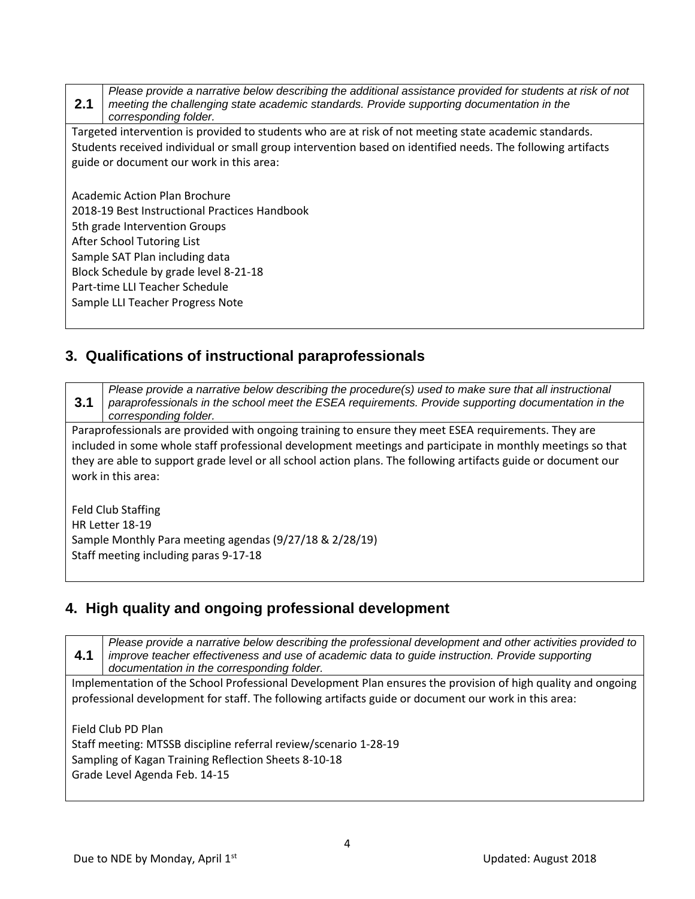| 2.1 | *Please provide a narrative below describing the additional assistance provided for students at risk of not meeting the challenging state academic standards. Provide supporting documentation in the corresponding folder.* |
|---|---|

Targeted intervention is provided to students who are at risk of not meeting state academic standards. Students received individual or small group intervention based on identified needs. The following artifacts guide or document our work in this area:

Academic Action Plan Brochure
2018-19 Best Instructional Practices Handbook
5th grade Intervention Groups
After School Tutoring List
Sample SAT Plan including data
Block Schedule by grade level 8-21-18
Part-time LLI Teacher Schedule
Sample LLI Teacher Progress Note

## 3. Qualifications of instructional paraprofessionals

| 3.1 | *Please provide a narrative below describing the procedure(s) used to make sure that all instructional paraprofessionals in the school meet the ESEA requirements. Provide supporting documentation in the corresponding folder.* |
|---|---|

Paraprofessionals are provided with ongoing training to ensure they meet ESEA requirements. They are included in some whole staff professional development meetings and participate in monthly meetings so that they are able to support grade level or all school action plans. The following artifacts guide or document our work in this area:

Feld Club Staffing
HR Letter 18-19
Sample Monthly Para meeting agendas (9/27/18 & 2/28/19)
Staff meeting including paras 9-17-18

## 4. High quality and ongoing professional development

| 4.1 | *Please provide a narrative below describing the professional development and other activities provided to improve teacher effectiveness and use of academic data to guide instruction. Provide supporting documentation in the corresponding folder.* |
|---|---|

Implementation of the School Professional Development Plan ensures the provision of high quality and ongoing professional development for staff. The following artifacts guide or document our work in this area:

Field Club PD Plan
Staff meeting: MTSSB discipline referral review/scenario 1-28-19
Sampling of Kagan Training Reflection Sheets 8-10-18
Grade Level Agenda Feb. 14-15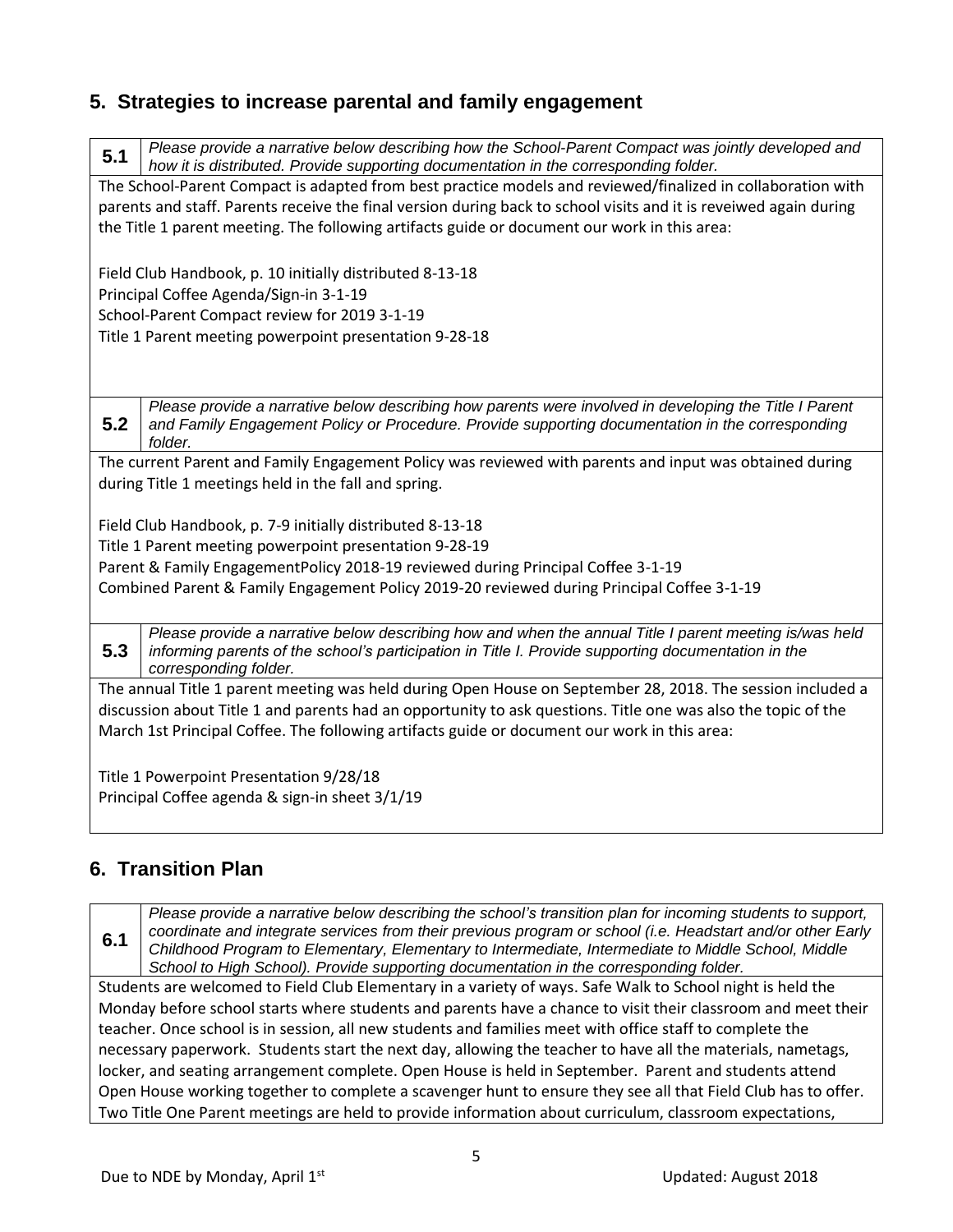## 5. Strategies to increase parental and family engagement

**5.1** *Please provide a narrative below describing how the School-Parent Compact was jointly developed and how it is distributed. Provide supporting documentation in the corresponding folder.*

The School-Parent Compact is adapted from best practice models and reviewed/finalized in collaboration with parents and staff. Parents receive the final version during back to school visits and it is reveiwed again during the Title 1 parent meeting. The following artifacts guide or document our work in this area:

Field Club Handbook, p. 10 initially distributed 8-13-18
Principal Coffee Agenda/Sign-in 3-1-19
School-Parent Compact review for 2019 3-1-19
Title 1 Parent meeting powerpoint presentation 9-28-18

**5.2** *Please provide a narrative below describing how parents were involved in developing the Title I Parent and Family Engagement Policy or Procedure. Provide supporting documentation in the corresponding folder.*

The current Parent and Family Engagement Policy was reviewed with parents and input was obtained during during Title 1 meetings held in the fall and spring.

Field Club Handbook, p. 7-9 initially distributed 8-13-18
Title 1 Parent meeting powerpoint presentation 9-28-19
Parent & Family EngagementPolicy 2018-19 reviewed during Principal Coffee 3-1-19
Combined Parent & Family Engagement Policy 2019-20 reviewed during Principal Coffee 3-1-19

**5.3** *Please provide a narrative below describing how and when the annual Title I parent meeting is/was held informing parents of the school's participation in Title I. Provide supporting documentation in the corresponding folder.*

The annual Title 1 parent meeting was held during Open House on September 28, 2018. The session included a discussion about Title 1 and parents had an opportunity to ask questions. Title one was also the topic of the March 1st Principal Coffee. The following artifacts guide or document our work in this area:

Title 1 Powerpoint Presentation 9/28/18
Principal Coffee agenda & sign-in sheet 3/1/19

## 6. Transition Plan

**6.1** *Please provide a narrative below describing the school's transition plan for incoming students to support, coordinate and integrate services from their previous program or school (i.e. Headstart and/or other Early Childhood Program to Elementary, Elementary to Intermediate, Intermediate to Middle School, Middle School to High School). Provide supporting documentation in the corresponding folder.*

Students are welcomed to Field Club Elementary in a variety of ways. Safe Walk to School night is held the Monday before school starts where students and parents have a chance to visit their classroom and meet their teacher. Once school is in session, all new students and families meet with office staff to complete the necessary paperwork. Students start the next day, allowing the teacher to have all the materials, nametags, locker, and seating arrangement complete. Open House is held in September. Parent and students attend Open House working together to complete a scavenger hunt to ensure they see all that Field Club has to offer. Two Title One Parent meetings are held to provide information about curriculum, classroom expectations,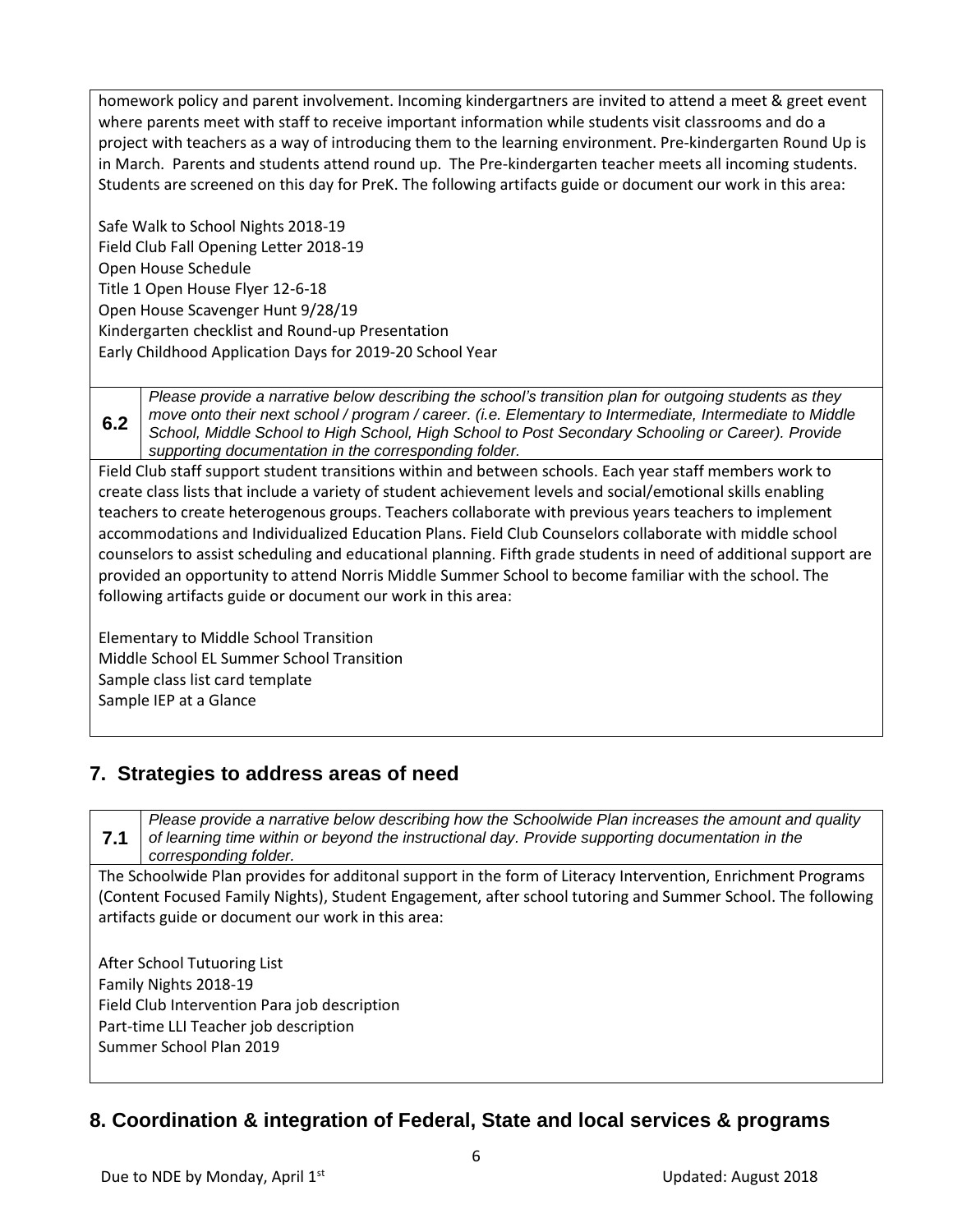homework policy and parent involvement. Incoming kindergartners are invited to attend a meet & greet event where parents meet with staff to receive important information while students visit classrooms and do a project with teachers as a way of introducing them to the learning environment. Pre-kindergarten Round Up is in March. Parents and students attend round up. The Pre-kindergarten teacher meets all incoming students. Students are screened on this day for PreK. The following artifacts guide or document our work in this area:

Safe Walk to School Nights 2018-19
Field Club Fall Opening Letter 2018-19
Open House Schedule
Title 1 Open House Flyer 12-6-18
Open House Scavenger Hunt 9/28/19
Kindergarten checklist and Round-up Presentation
Early Childhood Application Days for 2019-20 School Year

**6.2** *Please provide a narrative below describing the school's transition plan for outgoing students as they move onto their next school / program / career. (i.e. Elementary to Intermediate, Intermediate to Middle School, Middle School to High School, High School to Post Secondary Schooling or Career). Provide supporting documentation in the corresponding folder.*

Field Club staff support student transitions within and between schools. Each year staff members work to create class lists that include a variety of student achievement levels and social/emotional skills enabling teachers to create heterogenous groups. Teachers collaborate with previous years teachers to implement accommodations and Individualized Education Plans. Field Club Counselors collaborate with middle school counselors to assist scheduling and educational planning. Fifth grade students in need of additional support are provided an opportunity to attend Norris Middle Summer School to become familiar with the school. The following artifacts guide or document our work in this area:

Elementary to Middle School Transition
Middle School EL Summer School Transition
Sample class list card template
Sample IEP at a Glance

## 7. Strategies to address areas of need

**7.1** *Please provide a narrative below describing how the Schoolwide Plan increases the amount and quality of learning time within or beyond the instructional day. Provide supporting documentation in the corresponding folder.*

The Schoolwide Plan provides for additonal support in the form of Literacy Intervention, Enrichment Programs (Content Focused Family Nights), Student Engagement, after school tutoring and Summer School. The following artifacts guide or document our work in this area:

After School Tutuoring List
Family Nights 2018-19
Field Club Intervention Para job description
Part-time LLI Teacher job description
Summer School Plan 2019

## 8. Coordination & integration of Federal, State and local services & programs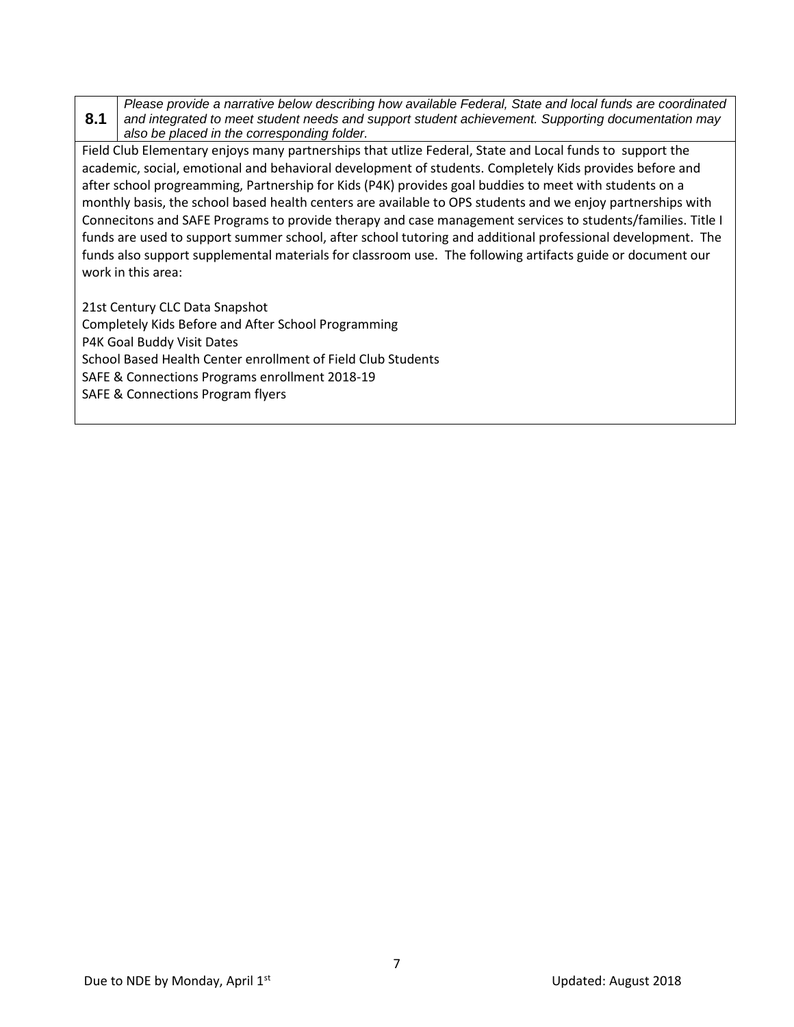| 8.1 | *Please provide a narrative below describing how available Federal, State and local funds are coordinated and integrated to meet student needs and support student achievement. Supporting documentation may also be placed in the corresponding folder.* |
|---|---|

Field Club Elementary enjoys many partnerships that utlize Federal, State and Local funds to support the academic, social, emotional and behavioral development of students. Completely Kids provides before and after school progreamming, Partnership for Kids (P4K) provides goal buddies to meet with students on a monthly basis, the school based health centers are available to OPS students and we enjoy partnerships with Connecitons and SAFE Programs to provide therapy and case management services to students/families. Title I funds are used to support summer school, after school tutoring and additional professional development. The funds also support supplemental materials for classroom use. The following artifacts guide or document our work in this area:

21st Century CLC Data Snapshot
Completely Kids Before and After School Programming
P4K Goal Buddy Visit Dates
School Based Health Center enrollment of Field Club Students
SAFE & Connections Programs enrollment 2018-19
SAFE & Connections Program flyers

Due to NDE by Monday, April 1st

Updated: August 2018